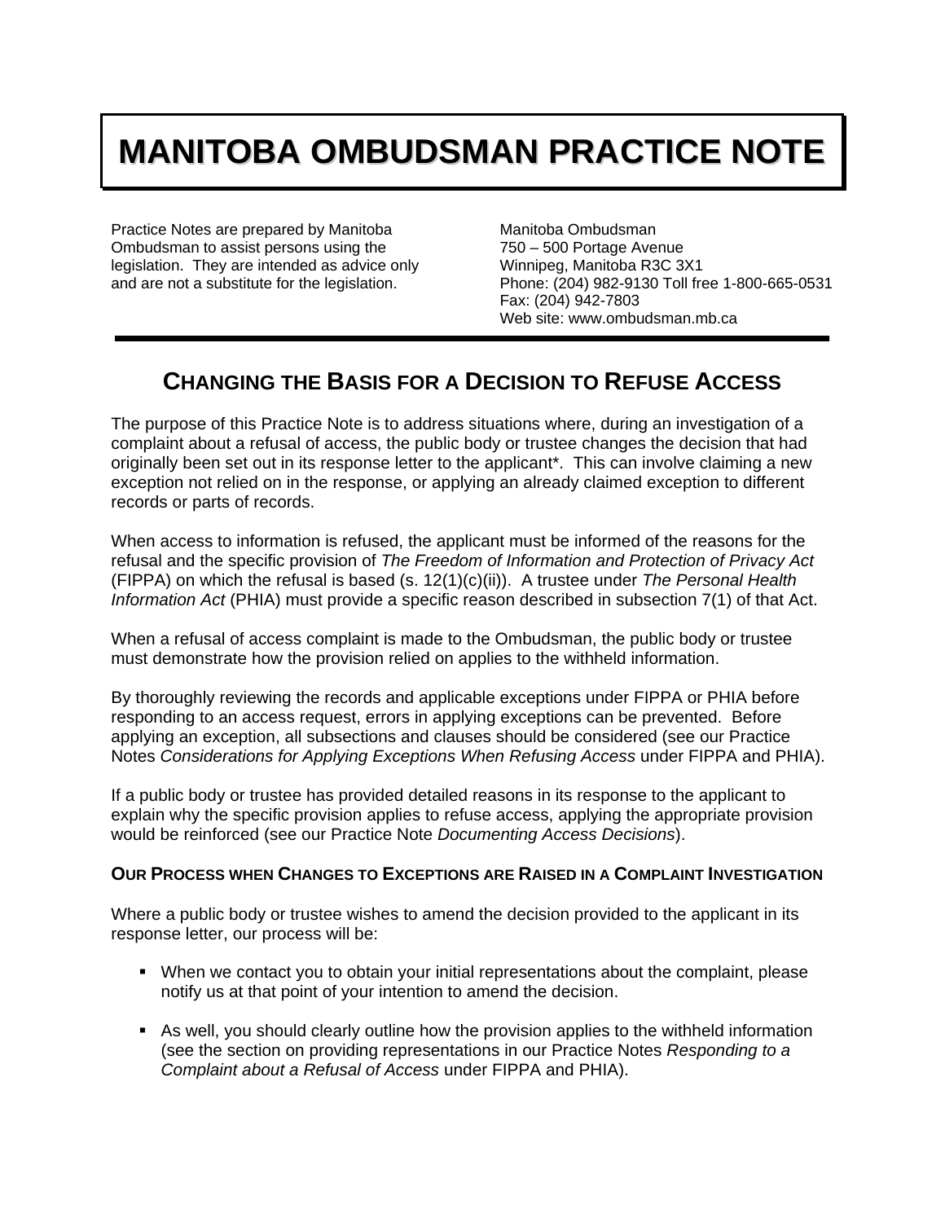# MANITOBA OMBUDSMAN PRACTICE NOTE

Practice Notes are prepared by Manitoba Ombudsman to assist persons using the legislation. They are intended as advice only and are not a substitute for the legislation.

Manitoba Ombudsman
750 – 500 Portage Avenue
Winnipeg, Manitoba R3C 3X1
Phone: (204) 982-9130 Toll free 1-800-665-0531
Fax: (204) 942-7803
Web site: www.ombudsman.mb.ca

## CHANGING THE BASIS FOR A DECISION TO REFUSE ACCESS

The purpose of this Practice Note is to address situations where, during an investigation of a complaint about a refusal of access, the public body or trustee changes the decision that had originally been set out in its response letter to the applicant*. This can involve claiming a new exception not relied on in the response, or applying an already claimed exception to different records or parts of records.

When access to information is refused, the applicant must be informed of the reasons for the refusal and the specific provision of *The Freedom of Information and Protection of Privacy Act* (FIPPA) on which the refusal is based (s. 12(1)(c)(ii)). A trustee under *The Personal Health Information Act* (PHIA) must provide a specific reason described in subsection 7(1) of that Act.

When a refusal of access complaint is made to the Ombudsman, the public body or trustee must demonstrate how the provision relied on applies to the withheld information.

By thoroughly reviewing the records and applicable exceptions under FIPPA or PHIA before responding to an access request, errors in applying exceptions can be prevented. Before applying an exception, all subsections and clauses should be considered (see our Practice Notes *Considerations for Applying Exceptions When Refusing Access* under FIPPA and PHIA).

If a public body or trustee has provided detailed reasons in its response to the applicant to explain why the specific provision applies to refuse access, applying the appropriate provision would be reinforced (see our Practice Note *Documenting Access Decisions*).

### OUR PROCESS WHEN CHANGES TO EXCEPTIONS ARE RAISED IN A COMPLAINT INVESTIGATION

Where a public body or trustee wishes to amend the decision provided to the applicant in its response letter, our process will be:

- When we contact you to obtain your initial representations about the complaint, please notify us at that point of your intention to amend the decision.
- As well, you should clearly outline how the provision applies to the withheld information (see the section on providing representations in our Practice Notes *Responding to a Complaint about a Refusal of Access* under FIPPA and PHIA).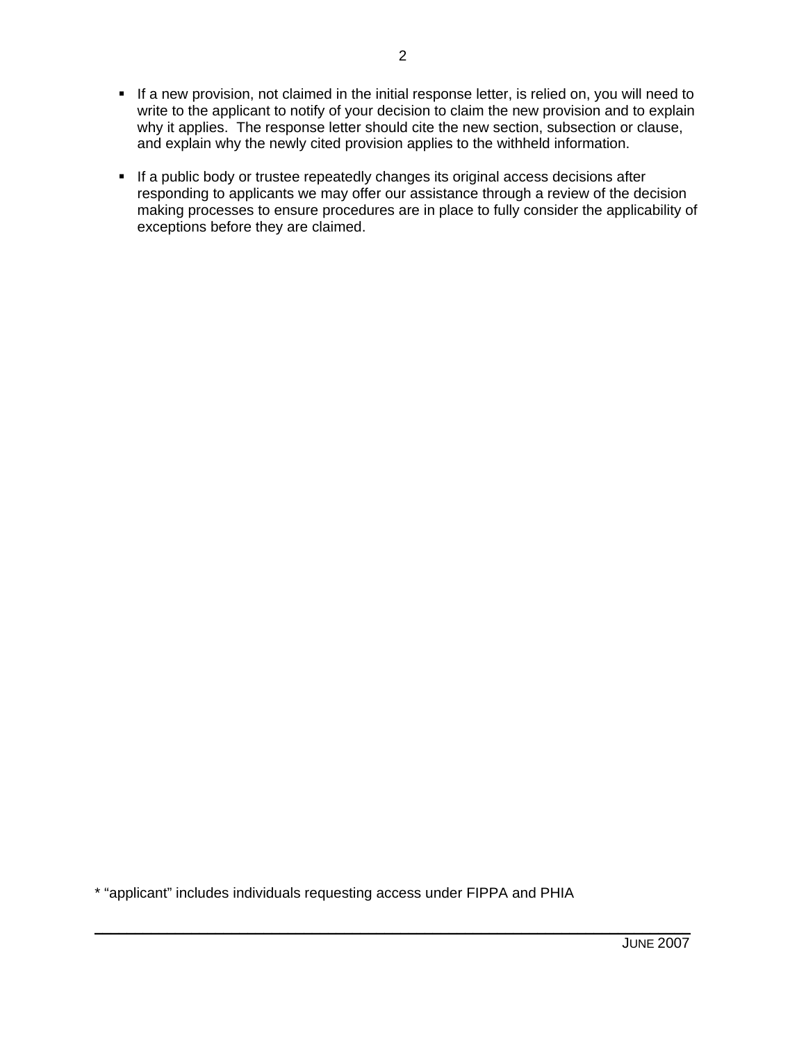- If a new provision, not claimed in the initial response letter, is relied on, you will need to write to the applicant to notify of your decision to claim the new provision and to explain why it applies. The response letter should cite the new section, subsection or clause, and explain why the newly cited provision applies to the withheld information.

- If a public body or trustee repeatedly changes its original access decisions after responding to applicants we may offer our assistance through a review of the decision making processes to ensure procedures are in place to fully consider the applicability of exceptions before they are claimed.

* "applicant" includes individuals requesting access under FIPPA and PHIA

JUNE 2007